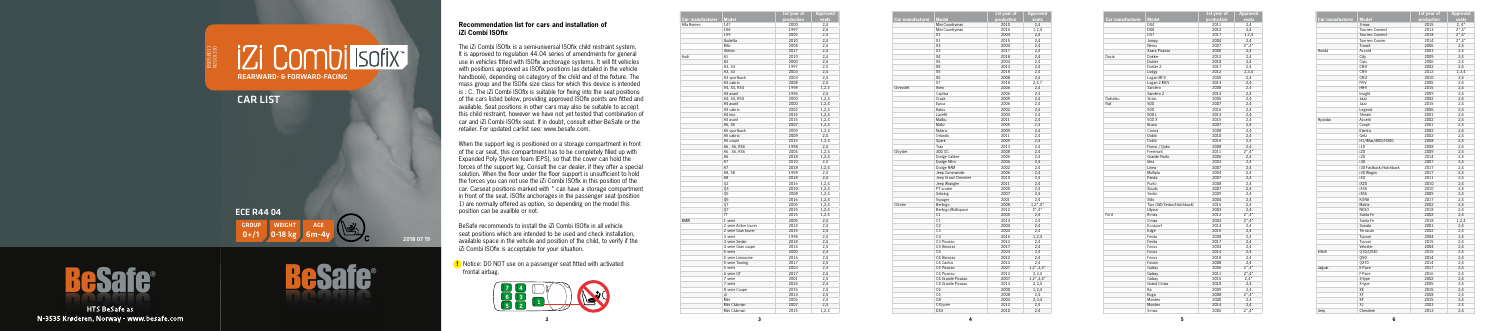# iZi Combi Isofix™

**REARWARD- & FORWARD-FACING**

## CAR LIST

**ECE R44 04**

| GROUP | WEIGHT | AGE |
|---|---|---|
| 0+/1 | 0-18 kg | 6m-4y |

2019 07

HTS BeSafe as
N-3535 Krøderen, Norway · www.besafe.com

## Recommendation list for cars and installation of iZi Combi ISOfix

The iZi Combi ISOfix is a semi-universal ISOfix child restraint system. It is approved to regulation 44.04 series of amendments for general use in vehicles fitted with ISOfix anchorage systems. It will fit vehicles with positions approved as ISOfix positions (as detailed in the vehicle handbook), depending on category of the child and of the fixture. The mass group and the ISOfix size class for which this device is intended is : C. The iZi Combi ISOfix is suitable for fixing into the seat positions of the cars listed below, providing approved ISOfix points are fitted and available. Seat positions in other cars may also be suitable to accept this restraint, however we have not yet tested that combination of car and iZi Combi ISOfix seat. If in doubt, consult either BeSafe or the retailer. For updated carlist see: www.besafe.com.

When the support leg is positioned on a storage compartment in front of the car seat, this compartment has to be completely filled up with Expanded Poly Styrene foam (EPS), so that the cover can hold the forces of the support leg. Consult the car dealer, if they offer a special solution. When the floor under the floor support is insufficient to hold the forces you can not use the iZi Combi ISOfix in this position of the car. Carseat positions marked with * have a storage compartment in front of the seat. ISOfix anchorages in the passenger seat (position 1) are normally offered as option, so depending on the model this position can be available or not.

BeSafe recommends to install the iZi Combi ISOfix in all vehicle seat positions which are intended to be used and check installation, available space in the vehicle and position of the child, to verify if the iZi Combi ISOfix is acceptable for your situation.

! Notice: DO NOT use on a passenger seat fitted with activated frontal airbag.

| Car manufacturer | Model | 1st year of production | Approved seats |
|---|---|---|---|
| Alfa Romeo | 147 | 2000 | 2,4 |
| | 156 | 1997 | 2,4 |
| | 159 | 2006 | 2,4 |
| | Giulietta | 2010 | 2,4 |
| | Mito | 2008 | 2,4 |
| | Stelvio | 2017 | 2,4 |
| Audi | A1 | 2010 | 2,4 |
| | A2 | 2000 | 2,4 |
| | A3, S3 | 1997 | 2,4 |
| | A3, S3 | 2003 | 2,4 |
| | A3 sportback | 2003 | 2,4 |
| | A3 cabrio | 2008 | 2,4 |
| | A4, S4, RS4 | 1998 | 1,2,4 |
| | A4 avant | 1996 | 2,4 |
| | A4, S4, RS4 | 2000 | 1,2,4 |
| | A4 avant | 2000 | 1,2,4 |
| | A4 cabrio | 2002 | 1,2,4 |
| | A4 imo | 2015 | 1,2,4 |
| | A4 avant | 2015 | 1,2,4 |
| | A5, S5 | 2007 | 1,2,4 |
| | A5 sportback | 2009 | 1,2,4 |
| | A5 cabrio | 2009 | 2,4 |
| | A5 coupe | 2016 | 1,2,4 |
| | A6, S6, RS6 | 1998 | 2,4 |
| | A6, S6, RS6 | 2004 | 1,2,4 |
| | A6 | 2018 | 1,2,4 |
| | A7 | 2010 | 2,4 |
| | A7 | 2018 | 1,2,4 |
| | A8, S8 | 1998 | 2,4 |
| | A8 | 2018 | 2,4 |
| | Q2 | 2016 | 1,2,4 |
| | Q3 | 2010 | 1,2,4 |
| | Q3 | 2018 | 1,2,4 |
| | Q5 | 2016 | 1,2,4 |
| | Q7 | 2006 | 1,2,4 |
| | Q7 | 2015 | 1,2,4 |
| | TT | 2015 | 1,2,4 |
| BMW | 1 serie | 2005 | 2,4 |
| | 2 serie Active tourer | 2014 | 2,4 |
| | 2 serie Gran tourer | 2015 | 2,4 |
| | 3 serie | 1998 | 2,4 |
| | 3 serie Sedan | 2018 | 2,4 |
| | 3 serie Gran coupe | 2013 | 2,4 |
| | 4 serie | 2005 | 2,4 |
| | 5 serie Limousine | 2016 | 2,4 |
| | 5 serie Touring | 2017 | 2,4 |
| | 6 serie | 2003 | 2,4 |
| | 6 serie GT | 2017 | 2,4 |
| | 7 serie | 2001 | 2,4 |
| | 7 serie | 2015 | 2,4 |
| | 8 serie Coupe | 2018 | 2,4 |
| | i3 | 2013 | 2,4 |
| | Mini | 2006 | 2,4 |
| | Mini Clubman | 2007 | 2,4 |
| | Mini Clubman | 2015 | 1,2,4 |
| | Mini Countryman | 2010 | 2,4 |
| | Mini Countryman | 2016 | 1,2,4 |
| | X1 | 2004 | 2,4 |
| | X1 | 2015 | 2,4 |
| | X3 | 2004 | 2,4 |
| | X3 | 2017 | 2,4 |
| | X4 | 2018 | 2,4 |
| | X5 | 2004 | 2,4 |
| | X5 | 2018 | 2,4 |
| | X6 | 2008 | 2,4 |
| | X7 | 2018 | 2,4,7 |
| Chevrolet | Aveo | 2006 | 2,4 |
| | Captiva | 2006 | 2,4 |
| | Cruze | 2009 | 2,4 |
| | Epica | 2006 | 2,4 |
| | Kalos | 2002 | 2,4 |
| | Lacetti | 2004 | 2,4 |
| | Malibu | 2011 | 2,4 |
| | Matiz | 2005 | 2,4 |
| | Nubira | 2009 | 2,4 |
| | Orlando | 2011 | 2,4 |
| | Spark | 2009 | 2,4 |
| | Trax | 2013 | 2,4 |
| Chrysler | 300 CC | 2008 | 2,4 |
| | Dodge Caliber | 2006 | 2,4 |
| | Dodge Nitro | 2006 | 2,4 |
| | Dodge RAM | 2002 | 2,4 |
| | Jeep Commander | 2006 | 2,4 |
| | Jeep Grand Cherokee | 2010 | 2,4 |
| | Jeep Wrangler | 2011 | 2,4 |
| | PT cruiser | 2000 | 2,4 |
| | Sebring | 2007 | 2,4 |
| | Voyager | 2001 | 2,4 |
| Citroën | Berlingo | 2008 | 1,2*,4* |
| | Berlingo Multispace | 2012 | 2*,4* |
| | C1 | 2005 | 2,4 |
| | C1 | 2014 | 2,4 |
| | C2 | 2003 | 2,4 |
| | C3 | 2004 | 2,4 |
| | C3 | 2016 | 1,2,4 |
| | C3 Picasso | 2013 | 2,4 |
| | C3 Aircross | 2017 | 2,4 |
| | C4 | 2004 | 2,4 |
| | C4 Aircross | 2012 | 2,4 |
| | C4 Cactus | 2014 | 2,4 |
| | C4 Picasso | 2007 | 1,2*,3,4* |
| | C4 Picasso | 2013 | 2*,4* |
| | C4 Grande Picasso | 2007 | 1,2*,3,4* |
| | C4 Grande Picasso | 2013 | 2,3,4 |
| | C5 | 2001 | 1,2,4 |
| | C6 | 2008 | 2,4 |
| | C8 | 2003 | 2,3,4 |
| | C-Crosser | 2008 | 2,4 |
| | DS3 | 2010 | 2,4 |
| | DS4 | 2011 | 2,4 |
| | DS5 | 2012 | 2,4 |
| | DS7 | 2017 | 1,2,4 |
| | Jumpy | 2004 | 2,4 |
| | Nemo | 2007 | 2*,4* |
| | Xsara Picasso | 2000 | 2,4 |
| Dacia | Dokker | 2012 | 2,4 |
| | Duster | 2010 | 2,4 |
| | Duster 2 | 2017 | 2,4 |
| | Lodgy | 2012 | 2,3,4 |
| | Logan MCV | 2005 | 2,4 |
| | Logan 2 MCV | 2013 | 2,4 |
| | Sandero | 2008 | 2,4 |
| | Sandero 2 | 2013 | 2,4 |
| Daihatsu | Sirion | 2005 | 2,4 |
| Fiat | 500 | 2007 | 2,4 |
| | 500 | 2016 | 2,4 |
| | 500 L | 2013 | 2,4 |
| | 500 X | 2015 | 2,4 |
| | Bravo | 2007 | 2,4 |
| | Croma | 2008 | 2,4 |
| | Doblo | 2010 | 2,4 |
| | Doblò | 2015 | 2,4 |
| | Fiorino / Qubo | 2008 | 2,4 |
| | Freemont | 2011 | 2*,4* |
| | Grande Punto | 2006 | 2,4 |
| | Idea | 2003 | 2,4 |
| | Linea | 2007 | 2,4 |
| | Multipla | 2004 | 2,4 |
| | Panda | 2007 | 2,4 |
| | Punto | 2008 | 2,4 |
| | Scudo | 2007 | 2,4 |
| | Sedici | 2005 | 2,4 |
| | Stilo | 2004 | 2,4 |
| | Tipo (SW/Sedan/Hatchback) | 2016 | 2,4 |
| | Ulysse | 2003 | 2,4 |
| Ford | B-max | 2012 | 2*,4* |
| | C-max | 2003 | 2*,4* |
| | Ecosport | 2014 | 2,4 |
| | Edge | 2015 | 2,4 |
| | Fiesta | 2008 | 2,4 |
| | Fiesta | 2017 | 2,4 |
| | Focus | 2004 | 2,4 |
| | Focus | 2014 | 2,4 |
| | Focus | 2018 | 2,4 |
| | Fusion | 2008 | 2,4 |
| | Galaxy | 2006 | 2*,4* |
| | Galaxy | 2011 | 2*,4* |
| | Galaxy | 2015 | 2*,4* |
| | Grand C-max | 2010 | 2,4 |
| | Ka | 2009 | 2,4 |
| | Kuga | 2008 | 2*,4* |
| | Mondeo | 2000 | 2,4 |
| | Mondeo | 2014 | 2,4 |
| | S-max | 2006 | 2*,4* |
| | S-max | 2015 | 2*,4* |
| | Tourneo Connect | 2013 | 2*,4* |
| | Tourneo Connect | 2018 | 2*,4* |
| | Tourneo Courier | 2014 | 2*,4* |
| | Transit | 2006 | 2,4 |
| Honda | Accord | 2003 | 2,4 |
| | City | 2009 | 2,4 |
| | Civic | 2006 | 2,4 |
| | CR-V | 2002 | 2,4 |
| | CR-V | 2012 | 2,3,4 |
| | CR-Z | 2010 | 2,4 |
| | FR-V | 2005 | 2,4 |
| | HR-V | 2015 | 2,4 |
| | Insight | 2009 | 2,4 |
| | Jazz | 2002 | 2,4 |
| | Jazz | 2015 | 2,4 |
| | Legend | 2006 | 2,4 |
| | Stream | 2001 | 2,4 |
| Hyundai | Accent | 2002 | 2,4 |
| | Coupe | 2001 | 2,4 |
| | Elantra | 2002 | 2,4 |
| | Getz | 2002 | 2,4 |
| | H1/iMax/i800/H300 | 2008 | 2,4 |
| | i10 | 2008 | 2,4 |
| | i20 | 2009 | 2,4 |
| | i20 | 2014 | 2,4 |
| | i30 | 2007 | 2,4 |
| | i30 Fastback/Hatchback | 2017 | 2,4 |
| | i30 Wagon | 2017 | 2,4 |
| | i40 | 2011 | 2,4 |
| | iX20 | 2010 | 2,4 |
| | iX35 | 2010 | 2,4 |
| | ix55 | 2009 | 2,4 |
| | KONA | 2017 | 2,4 |
| | Matrix | 2002 | 2,4 |
| | NEXO | 2018 | 2,4 |
| | Santa Fe | 2002 | 2,4 |
| | Santa Fe | 2018 | 1,2,4 |
| | Sonata | 2001 | 2,4 |
| | Terracan | 2002 | 2,4 |
| | Tucson | 2004 | 2,4 |
| | Tucson | 2015 | 2,4 |
| | Veloster | 2004 | 2,4 |
| Infiniti | Q30/QX30 | 2015 | 2,4 |
| | Q50 | 2014 | 2,4 |
| | QX70 | 2014 | 2,4 |
| Jaguar | E-Pace | 2017 | 2,4 |
| | F-Pace | 2016 | 2,4 |
| | I-Pace | 2018 | 2,4 |
| | XE | 2015 | 2,4 |
| | XF | 2008 | 2,4 |
| | XF | 2015 | 2,4 |
| | XJ | 2003 | 2,4 |
| Jeep | Cherokee | 2013 | 2,4 |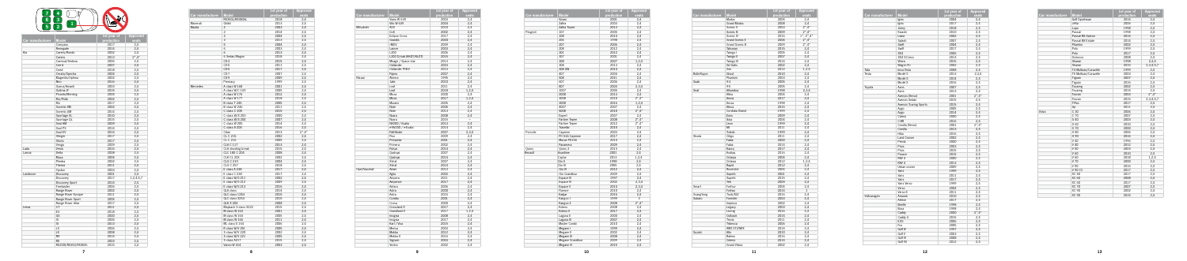| Car manufacturer | Model | 1st year of production | Approved seats |
|---|---|---|---|
| Jeep | Compass | 2017 | 2,4 |
| | Renegade | 2015 | 2,4 |
| Kia | Carens/Rondo | 2002 | 2,4 |
| | Carens | 2013 | 2*,3* |
| | Carnival/Sedona | 2006 | 2,4 |
| | Cee'd | 2007 | 2,4 |
| | Cerato | 2004 | 2,4 |
| | Cerato/Spectra | 2004 | 2,4 |
| | Magentis/Optima | 2002 | 2,4 |
| | Niro | 2016 | 2,4 |
| | Optima | 2011 | 2,4 |
| | Picanto | 2004 | 2,4 |
| | Rio | 2017 | 2,4 |
| | Sorento XM | 2002 | 2,4 |
| | Sorento UM | 2014 | 2,4 |
| | Sportage SL | 2010 | 2,4 |
| | Sportage QL | 2015 | 2,4 |
| | Soul AM | 2009 | 2,4 |
| | Soul PS | 2014 | 2,4 |
| | Soul EV | 2014 | 2,4 |
| | Stinger | 2017 | 2,4 |
| | Stonic | 2017 | 2,4 |
| | Venga | 2009 | 2,4 |
| Lada | Vesta | 2016 | 2,4 |
| Lancia | Delta | 2008 | 2,4 |
| | Musa | 2004 | 2,4 |
| | Phedra | 2002 | 2,4 |
| | Thesis | 2002 | 2,4 |
| | Ypsilon | 2003 | 2,4 |
| Land Rover | Discovery | 2001 | 2,4 |
| | Discovery | 2017 | 1,2,4,5,7 |
| | Discovery Sport | 2014 | 2,4 |
| | Freelander | 2006 | 2,4 |
| | Range Rover | 2002 | 2,4 |
| | Range Rover Evoque | 2011 | 2,4 |
| | Range Rover Sport | 2005 | 2,4 |
| | Range Rover Velar | 2017 | 2,4 |
| Lexus | CT | 2011 | 2,4 |
| | ES | 2018 | 2,4 |
| | GS | 2000 | 2,4 |
| | IS | 2005 | 2,4 |
| | IS | 2013 | 2,4 |
| | LS | 2006 | 2,4 |
| | NX | 2014 | 2,4 |
| | RX | 2003 | 2,4 |
| | RX300/RX330/RX350/RX400h | 2015 | 2,4 |
| | RX350/RX450h | 2018 | 2,4 |
| Maserati | Ghibli | 2013 | 2,4 |
| Mazda | 2 | 2003 | 2,4 |
| | 2 | 2014 | 2,4 |
| | 3 | 2003 | 2,4 |
| | 3 | 2013 | 2,4 |
| | 5 | 2005 | 2,4 |
| | 5 | 2010 | 2,4 |
| | 6 | 2002 | 2,4 |
| | 6 | 2008 | 2,4 |
| | 6 | 2012 | 2,4 |
| | 6 Sedan/Wagon | 2017 | 2,4 |
| | CX-3 | 2015 | 2,4 |
| | CX-5 | 2012 | 2,4 |
| | CX-5 | 2017 | 2,4 |
| | CX-7 | 2007 | 2,4 |
| | CX-9 | 2007 | 2,4 |
| | Premacy | 1999 | 2,4 |
| Mercedes | A class W168 | 2001 | 2,4 |
| | A class W169 | 2005 | 2,4 |
| | A class W176 | 2012 | 2,4 |
| | A class W177 | 2018 | 1,2,4 |
| | B class T 245 | 2005 | 2,4 |
| | B class W 246 | 2011 | 2,4 |
| | C class C 204 | 2008 | 2,4 |
| | C class W 203 | 2001 | 2,4 |
| | C class W 204 | 2007 | 2,4 |
| | C class W 205 | 2014 | 2,4 |
| | C class A 205 | 2016 | 2,4 |
| | Citan | 2013 | 2*,3* |
| | CL C 215 | 2003 | 2,4 |
| | CL C 216 | 2006 | 2,4 |
| | CLA C 117 | 2013 | 2,4 |
| | CLA Shooting brake | 2015 | 2,4 |
| | CLC CL 203 | 2008 | 2,4 |
| | CLK CL 209 | 2003 | 2,4 |
| | CLS C 218 | 2010 | 2,4 |
| | CLS C 257 | 2017 | 2,4 |
| | E class A 238 | 2017 | 2,4 |
| | E class C 238 | 2017 | 2,4 |
| | E class W 211/S 211 | 2002 | 2,4 |
| | E class W 212/S 212 | 2009 | 2,4 |
| | E class W 213 | 2016 | 2,4 |
| | GLA class | 2014 | 2,4 |
| | GLC class X253 | 2015 | 2,4 |
| | GLC class C253 | 2016 | 2,4 |
| | GLE X 292 | 2015 | 2,4 |
| | Maybach S class X222 | 2015 | 2,4 |
| | M class W 163 | 2001 | 2,4 |
| | M class W 164 | 2005 | 2,4 |
| | M class W 166 | 2012 | 2,4 |
| | R class W 251 | 2006 | 2,4 |
| | S class W 220 | 2002 | 2,4 |
| | S class W 221 | 2005 | 2,4 |
| | S class W 222 | 2013 | 2,4 |
| | Vito W 447 | 2014 | 2,4 |
| | Vano/Viano | 2003 | 2,4 |
| | Vito W 639 | 2003 | 2,4 |
| Mitsubishi | ASX | 2010 | 2,4 |
| | Colt | 2002 | 2,4 |
| | Eclipse Cross | 2017 | 2,4 |
| | Grandis | 2004 | 2,4 |
| | i-MiEV | 2010 | 2,4 |
| | Lancer | 2008 | 2,4 |
| | L200 | 2015 | 2,4 |
| | Mirage/Space star | 2013 | 2,4 |
| | Outlander | 2013 | 2,4 |
| | Outlander PHEV | 2013 | 2,4 |
| | Pajero | 2007 | 2,4 |
| Nissan | Almera | 1995 | 2,4 |
| | Juke | 2010 | 2,4 |
| | Leaf | 2018 | 1,2,4 |
| | Micra | 2003 | 2,4 |
| | Micra | 2017 | 1,2,4 |
| | Murano | 2003 | 2,4 |
| | Navara | 2005 | 2,4 |
| | Note | 2006 | 2,4 |
| | Note | 2013 | 2,4 |
| | NV200/Evalia | 2010 | 2,4 |
| | Pathfinder | 2005 | 2,4 |
| | Primera | 2002 | 2,4 |
| | Pulsar | 2014 | 2,4 |
| | Qashqai | 2007 | 2,4 |
| | Qashqai+2 | 2008 | 2,4 |
| | Qashqai | 2014 | 2,4 |
| | X-Trail | 2014 | 2,4 |
| Opel/Vauxhall | Adam | 2013 | 2,4 |
| | Agila | 2002 | 2,4 |
| | Ampera | 2012 | 2,4 |
| | Antara | 2007 | 2,4 |
| | Astra | 2004 | 2,4 |
| | Astra | 2009 | 2,4 |
| | Astra | 2015 | 2,4 |
| | Cascada | 2013 | 2,4 |
| | Combo | 2012 | 2,4 |
| | Corsa | 2006 | 2,4 |
| | Crossland X | 2017 | 2,4 |
| | Grandland X | 2017 | 1,2,4 |
| | Insignia | 2008 | 2,4 |
| | Insignia | 2017 | 2,4 |
| | Karl/Viva | 2015 | 2,4 |
| | Meriva | 2003 | 2,4 |
| | Meriva | 2010 | 2,4 |
| | Mokka | 2012 | 2,4 |
| | Movano | 2010 | 2,4 |
| | Signum | 2003 | 2,4 |
| | Vectra | 2002 | 2,4 |
| | Zafira | 2005 | 2,4 |
| | Zafira Tourer | 2012 | 2,4 |
| Peugeot | 107 | 2005 | 2,4 |
| | 108 | 2014 | 2,4 |
| | 206 | 1998 | 2,4 |
| | 207 | 2006 | 2,4 |
| | 208 | 2012 | 2,4 |
| | 2008 | 2013 | 2,4 |
| | 3008 | 2009 | 2,4 |
| | 3008 | 2016 | 2*,3* |
| | 301 | 2012 | 2,4 |
| | 307 | 2001 | 2,4 |
| | 308 | 2007 | 1,2,4 |
| | 308 | 2013 | 2,4 |
| | 308 SW | 2014 | 2,4 |
| | 4007 | 2007 | 2,4 |
| | 4008 | 2012 | 2,4 |
| | 407 | 2004 | 2,4 |
| | 5008 | 2009 | 2,4 |
| | 5008 | 2017 | 2*,3* |
| | 508 | 2010 | 2,4 |
| | 607 | 2002 | 2,4 |
| | 807 | 2002 | 2,4 |
| | Bipper | 2008 | 2,4 |
| | Expert | 2016 | 2*,3* |
| | Partner Tepee | 2008 | 2,4 |
| | Partner | 2012 | 2*,3* |
| | RCZ | 2010 | 2,4 |
| | Rifter | 2018 | 2*,3* |
| | Traveller | 2016 | 2*,3* |
| Porsche | Cayenne | 2002 | 2,4 |
| | Macan | 2014 | 2,4 |
| | Panamera | 2009 | 2,4 |
| Qoros | 3 | 2013 | 2,4 |
| Renault | Captur | 2013 | 2,4 |
| | Clio | 2005 | 2,4 |
| | Clio | 2012 | 2,4 |
| | Espace | 2002 | 2,4 |
| | Espace | 2015 | 2,4 |
| | Fluence | 2010 | 2,4 |
| | Grand Scenic | 2009 | 2,4 |
| | Kadjar | 2015 | 2,4 |
| | Kangoo | 2008 | 2,4 |
| | Koleos | 2008 | 2,4 |
| | Koleos | 2017 | 2,4 |
| | Laguna | 2001 | 2,4 |
| | Laguna | 2007 | 2,4 |
| | Latitude | 2011 | 2,4 |
| | Master | 2010 | 2,4 |
| | Megane | 2002 | 2,4 |
| | Megane | 2008 | 2,4 |
| | Megane | 2016 | 2,4 |
| | Modus | 2004 | 2,4 |
| | Scenic | 2003 | 2,4 |
| | Scenic | 2016 | 2*,3* |
| | Talisman | 2015 | 2,4 |
| | Twingo | 2014 | 2,4 |
| | Zoe | 2012 | 1,2,4 |
| Rolls-Royce | Ghost | 2010 | 2,4 |
| | Phantom | 2003 | 2,4 |
| | Wraith | 2013 | 2,4 |
| Saab | 9-3 | 2003 | 2,4 |
| | 9-5 | 2005 | 2,4 |
| Seat | Alhambra | 1996 | 2,4 |
| | Alhambra | 2010 | 2,4 |
| | Altea | 2004 | 2,4 |
| | Arona | 2017 | 2,4 |
| | Ateca | 2016 | 2,4 |
| | Exeo | 2009 | 2,4 |
| | Ibiza | 2006 | 2,4 |
| | Ibiza | 2017 | 2,4 |
| | Leon | 2005 | 2,4 |
| | Leon | 2012 | 2,4 |
| | Mii | 2011 | 2,4 |
| | Toledo | 2004 | 2,4 |
| Skoda | Citigo | 2011 | 2,4 |
| | Fabia | 2000 | 2,4 |
| | Fabia | 2014 | 2,4 |
| | Karoq | 2017 | 2,4 |
| | Kodiaq | 2016 | 2,4 |
| | Octavia | 2004 | 2,4 |
| | Octavia | 2012 | 2,4 |
| | Rapid | 2012 | 2,4 |
| | Roomster | 2006 | 2,4 |
| | Superb | 2002 | 2,4 |
| | Superb | 2015 | 2,4 |
| | Yeti | 2009 | 2,4 |
| Smart | Forfour | 2004 | 2,4 |
| | Fortwo | 2014 | 1 |
| SsangYong | Tivoli | 2015 | 2,4 |
| Subaru | Forester | 2008 | 2,4 |
| | Impreza | 2008 | 2,4 |
| | Legacy | 2008 | 2,4 |
| | Levorg | 2015 | 2,4 |
| | Outback | 2009 | 2,4 |
| | Tribeca | 2005 | 2,4 |
| | XV | 2012 | 2,4 |
| Suzuki | Baleno | 2016 | 2,4 |
| | Celerio | 2015 | 2,4 |
| | Grand Vitara | 2005 | 2,4 |
| | Ignis | 2016 | 2,4 |
| | Jimny | 2018 | 2,4 |
| | Kizashi | 2010 | 2,4 |
| | Liana | 2002 | 2,4 |
| | Splash | 2008 | 2,4 |
| | Swift | 2004 | 2,4 |
| | Swift | 2017 | 2,4 |
| | SX4 | 2006 | 2,4 |
| | SX4 S-Cross | 2013 | 2,4 |
| | Vitara | 2015 | 2,4 |
| | Wagon R+ | 2000 | 2,4 |
| Tata | Indica Vista | 2008 | 2,4 |
| Tesla | Model S | 2014 | 2,4 |
| | Model X | 2016 | 2,4 |
| Toyota | Auris | 2006 | 2,4 |
| | Auris | 2013 | 2,4 |
| | Avensis | 2003 | 2,4 |
| | Avensis | 2009 | 2*,3* |
| | Aygo | 2005 | 2,4 |
| | Aygo | 2014 | 2,4 |
| | C-HR | 2016 | 2,4 |
| | Camry | 2018 | 2,4 |
| | Corolla | 2001 | 2*,3* |
| | Corolla | 2018 | 2,4 |
| | Hilux | 2016 | 2,4 |
| | iQ | 2008 | 2,4 |
| | Land Cruiser | 2002 | 2,4 |
| | Prius | 2003 | 2,4 |
| | Prius | 2015 | 2,4 |
| | Prius+ | 2012 | 2,4 |
| | Proace | 2016 | 2*,3* |
| | RAV4 | 2000 | 2,4 |
| | RAV4 | 2006 | 2,4 |
| | Urban cruiser | 2009 | 2,4 |
| | Verso | 2009 | 2,4 |
| | Yaris | 2005 | 2,4 |
| | Yaris | 2011 | 2,4 |
| Volkswagen | Amarok | 2010 | 2,4 |
| | Arteon | 2017 | 2,4 |
| | Beetle | 1998 | 2,4 |
| | Bora | 1998 | 2,4 |
| | Caddy | 2003 | 2*,3* |
| | Caddy | 2015 | 2,4 |
| | CC | 2008 | 2,4 |
| | Eos | 2006 | 2,4 |
| | Fox | 2005 | 2,4 |
| | Golf IV | 1997 | 2,4 |
| | Golf V | 2003 | 2,4 |
| | Golf VI | 2008 | 2,4 |
| | Golf VII | 2012 | 2,4 |
| | Golf Sportsvan | 2014 | 2,4 |
| | Jetta | 2005 | 2,4 |
| | Lupo | 1998 | 2,4 |
| | Passat | 2000 | 2,4 |
| | Passat B8 Sedan | 2014 | 2,4 |
| | Passat B8 Variant | 2014 | 2,4 |
| | Phaeton | 2002 | 2,4 |
| | Polo | 1999 | 2,4 |
| | Polo | 2017 | 2,4 |
| | Scirocco | 2008 | 2,4 |
| | Sharan | 1996 | 2,4 |
| | Sharan | 2010 | 2,4,5,7 |
| | T5 Multivan/Caravelle | 1999 | 2,4 |
| | T6 Multivan/Caravelle | 2015 | 2,4 |
| | Tiguan | 2007 | 2,4 |
| | Tiguan | 2016 | 2,4 |
| | Touareg | 2002 | 2,4 |
| | Touareg | 2010 | 2,4 |
| | Touran | 2003 | 2*,3* |
| | Touran | 2015 | 2,4,5,7 |
| | T-Roc | 2017 | 2,4 |
| | Up | 2011 | 2,4 |
| Volvo | C 30 | 2006 | 2,4 |
| | C 70 | 2006 | 2,4 |
| | S 40 | 2004 | 2,4 |
| | S 60 | 2010 | 2,4 |
| | S 60 | 2018 | 2,4 |
| | S 80 | 2006 | 2,4 |
| | S 90 | 2016 | 2,4 |
| | V 40 | 2012 | 2,4 |
| | V 50 | 2004 | 2,4 |
| | V 60 | 2010 | 2,4 |
| | V 60 | 2018 | 1,2,4 |
| | V 70 | 2008 | 2,4 |
| | V 90 | 2016 | 2,4 |
| | XC 40 | 2017 | 2,4 |
| | XC 60 | 2008 | 2,4 |
| | XC 60 | 2017 | 2,4 |
| | XC 70 | 2007 | 2,4 |
| | XC 90 | 2002 | 2,4 |
| | XC 90 | 2015 | 2,4 |